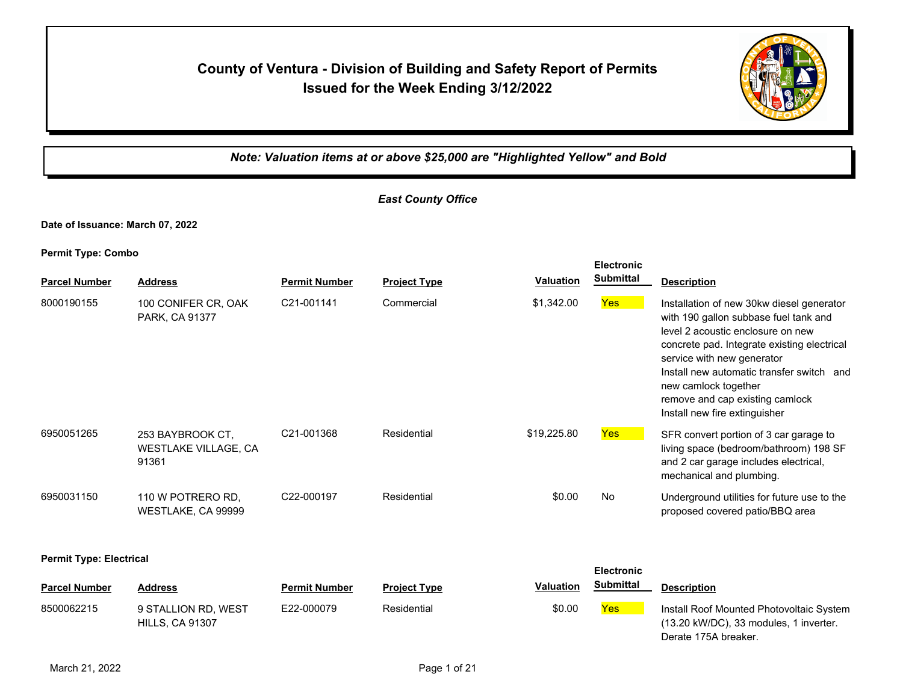# County of Ventura - Division of Building and Safety Report of Permits Issued for the Week Ending 3/12/2022

***Note: Valuation items at or above $25,000 are "Highlighted Yellow" and Bold***

*East County Office*

**Date of Issuance: March 07, 2022**

**Permit Type: Combo**

| Parcel Number | Address | Permit Number | Project Type | Valuation | Electronic Submittal | Description |
|---|---|---|---|---|---|---|
| 8000190155 | 100 CONIFER CR, OAK PARK, CA 91377 | C21-001141 | Commercial | $1,342.00 | Yes | Installation of new 30kw diesel generator with 190 gallon subbase fuel tank and level 2 acoustic enclosure on new concrete pad. Integrate existing electrical service with new generator Install new automatic transfer switch and new camlock together remove and cap existing camlock Install new fire extinguisher |
| 6950051265 | 253 BAYBROOK CT, WESTLAKE VILLAGE, CA 91361 | C21-001368 | Residential | $19,225.80 | Yes | SFR convert portion of 3 car garage to living space (bedroom/bathroom) 198 SF and 2 car garage includes electrical, mechanical and plumbing. |
| 6950031150 | 110 W POTRERO RD, WESTLAKE, CA 99999 | C22-000197 | Residential | $0.00 | No | Underground utilities for future use to the proposed covered patio/BBQ area |

**Permit Type: Electrical**

| Parcel Number | Address | Permit Number | Project Type | Valuation | Electronic Submittal | Description |
|---|---|---|---|---|---|---|
| 8500062215 | 9 STALLION RD, WEST HILLS, CA 91307 | E22-000079 | Residential | $0.00 | Yes | Install Roof Mounted Photovoltaic System (13.20 kW/DC), 33 modules, 1 inverter. Derate 175A breaker. |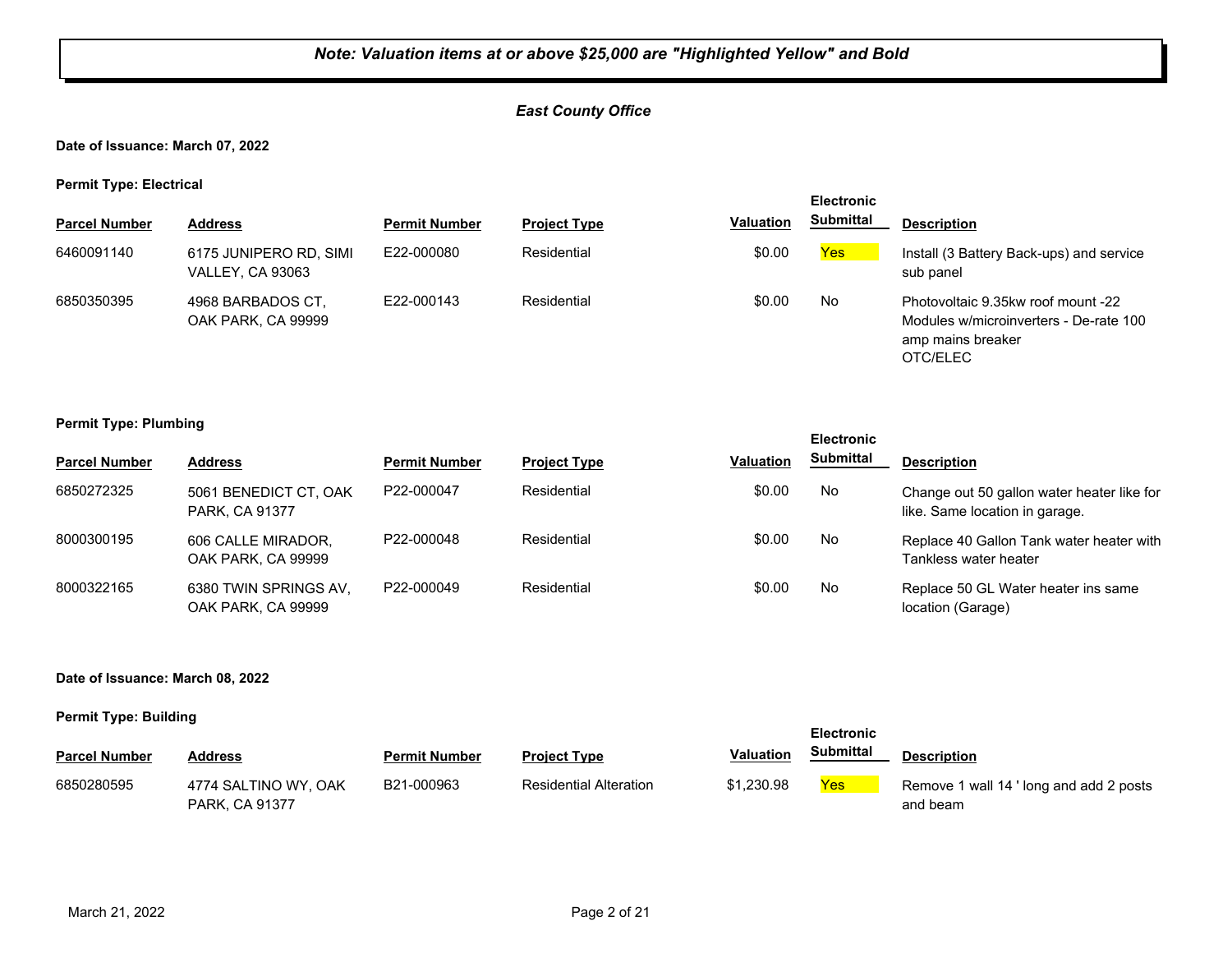***Note: Valuation items at or above $25,000 are "Highlighted Yellow" and Bold***

***East County Office***

**Date of Issuance: March 07, 2022**

**Permit Type: Electrical**

| Parcel Number | Address | Permit Number | Project Type | Valuation | Electronic Submittal | Description |
|---|---|---|---|---|---|---|
| 6460091140 | 6175 JUNIPERO RD, SIMI VALLEY, CA 93063 | E22-000080 | Residential | $0.00 | Yes | Install (3 Battery Back-ups) and service sub panel |
| 6850350395 | 4968 BARBADOS CT, OAK PARK, CA 99999 | E22-000143 | Residential | $0.00 | No | Photovoltaic 9.35kw roof mount -22 Modules w/microinverters - De-rate 100 amp mains breaker OTC/ELEC |

**Permit Type: Plumbing**

| Parcel Number | Address | Permit Number | Project Type | Valuation | Electronic Submittal | Description |
|---|---|---|---|---|---|---|
| 6850272325 | 5061 BENEDICT CT, OAK PARK, CA 91377 | P22-000047 | Residential | $0.00 | No | Change out 50 gallon water heater like for like. Same location in garage. |
| 8000300195 | 606 CALLE MIRADOR, OAK PARK, CA 99999 | P22-000048 | Residential | $0.00 | No | Replace 40 Gallon Tank water heater with Tankless water heater |
| 8000322165 | 6380 TWIN SPRINGS AV, OAK PARK, CA 99999 | P22-000049 | Residential | $0.00 | No | Replace 50 GL Water heater ins same location (Garage) |

**Date of Issuance: March 08, 2022**

**Permit Type: Building**

| Parcel Number | Address | Permit Number | Project Type | Valuation | Electronic Submittal | Description |
|---|---|---|---|---|---|---|
| 6850280595 | 4774 SALTINO WY, OAK PARK, CA 91377 | B21-000963 | Residential Alteration | $1,230.98 | Yes | Remove 1 wall 14 ' long and add 2 posts and beam |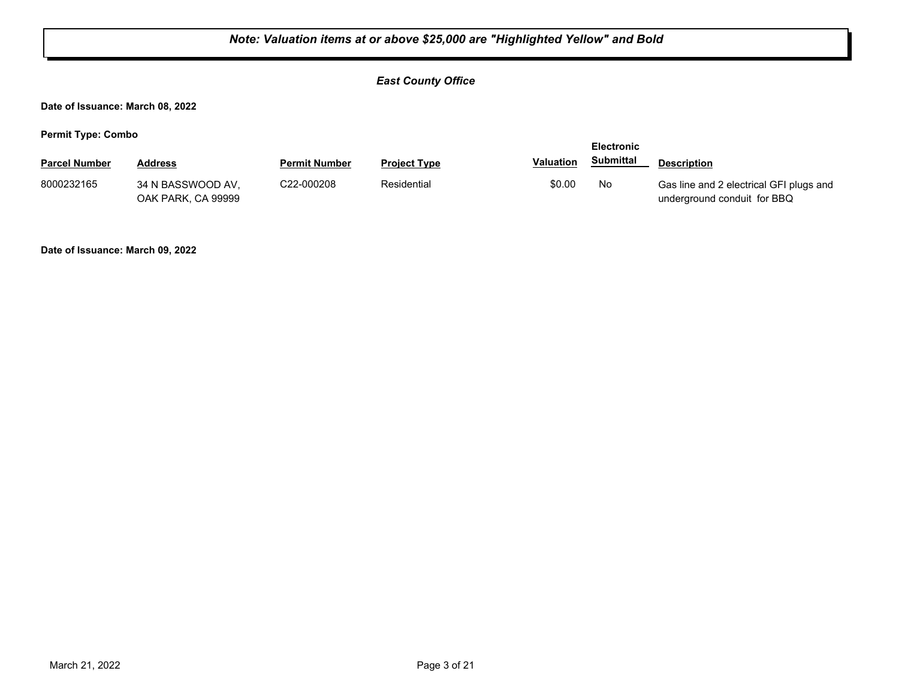***Note: Valuation items at or above $25,000 are "Highlighted Yellow" and Bold***

***East County Office***

**Date of Issuance: March 08, 2022**

**Permit Type: Combo**

| Parcel Number | Address | Permit Number | Project Type | Valuation | Electronic Submittal | Description |
|---|---|---|---|---|---|---|
| 8000232165 | 34 N BASSWOOD AV, OAK PARK, CA 99999 | C22-000208 | Residential | $0.00 | No | Gas line and 2 electrical GFI plugs and underground conduit for BBQ |

**Date of Issuance: March 09, 2022**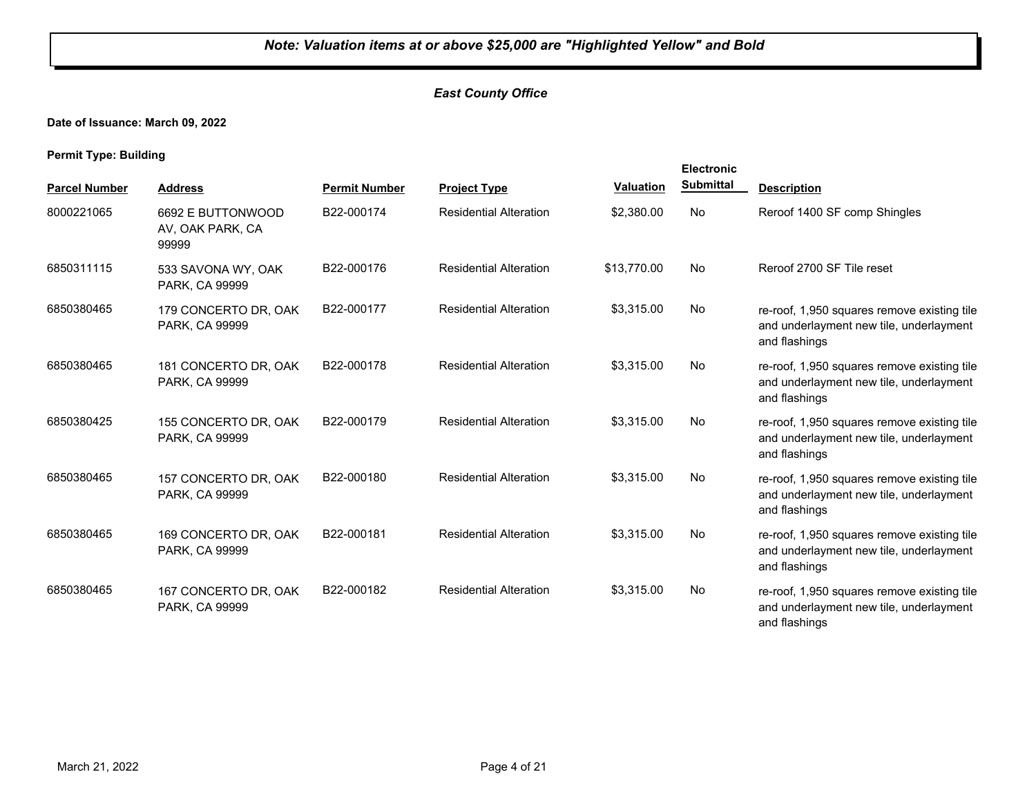***Note: Valuation items at or above $25,000 are "Highlighted Yellow" and Bold***

## *East County Office*

**Date of Issuance: March 09, 2022**

**Permit Type: Building**

| Parcel Number | Address | Permit Number | Project Type | Valuation | Electronic Submittal | Description |
|---|---|---|---|---|---|---|
| 8000221065 | 6692 E BUTTONWOOD AV, OAK PARK, CA 99999 | B22-000174 | Residential Alteration | $2,380.00 | No | Reroof 1400 SF comp Shingles |
| 6850311115 | 533 SAVONA WY, OAK PARK, CA 99999 | B22-000176 | Residential Alteration | $13,770.00 | No | Reroof 2700 SF Tile reset |
| 6850380465 | 179 CONCERTO DR, OAK PARK, CA 99999 | B22-000177 | Residential Alteration | $3,315.00 | No | re-roof, 1,950 squares remove existing tile and underlayment new tile, underlayment and flashings |
| 6850380465 | 181 CONCERTO DR, OAK PARK, CA 99999 | B22-000178 | Residential Alteration | $3,315.00 | No | re-roof, 1,950 squares remove existing tile and underlayment new tile, underlayment and flashings |
| 6850380425 | 155 CONCERTO DR, OAK PARK, CA 99999 | B22-000179 | Residential Alteration | $3,315.00 | No | re-roof, 1,950 squares remove existing tile and underlayment new tile, underlayment and flashings |
| 6850380465 | 157 CONCERTO DR, OAK PARK, CA 99999 | B22-000180 | Residential Alteration | $3,315.00 | No | re-roof, 1,950 squares remove existing tile and underlayment new tile, underlayment and flashings |
| 6850380465 | 169 CONCERTO DR, OAK PARK, CA 99999 | B22-000181 | Residential Alteration | $3,315.00 | No | re-roof, 1,950 squares remove existing tile and underlayment new tile, underlayment and flashings |
| 6850380465 | 167 CONCERTO DR, OAK PARK, CA 99999 | B22-000182 | Residential Alteration | $3,315.00 | No | re-roof, 1,950 squares remove existing tile and underlayment new tile, underlayment and flashings |

March 21, 2022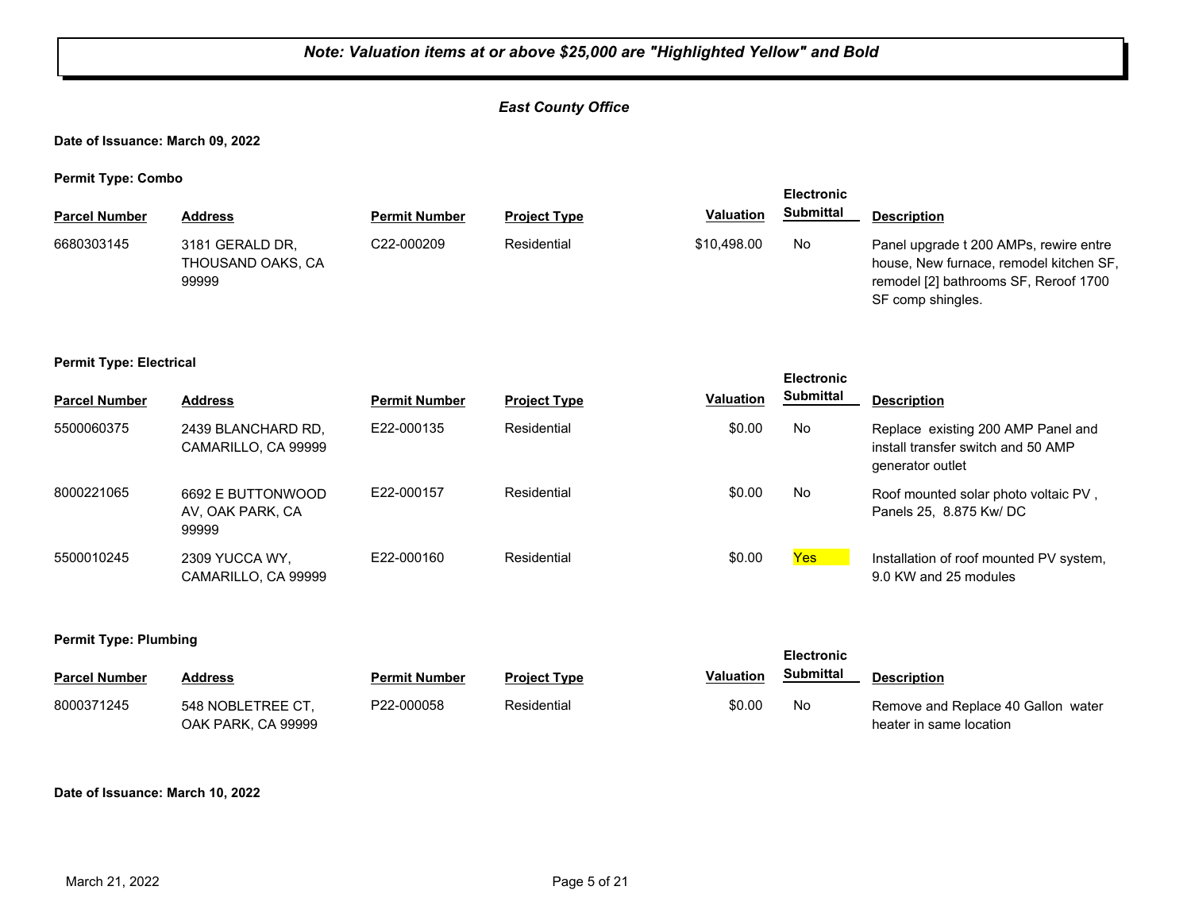***Note: Valuation items at or above $25,000 are "Highlighted Yellow" and Bold***

***East County Office***

**Date of Issuance: March 09, 2022**

**Permit Type: Combo**

| Parcel Number | Address | Permit Number | Project Type | Valuation | Electronic Submittal | Description |
|---|---|---|---|---|---|---|
| 6680303145 | 3181 GERALD DR, THOUSAND OAKS, CA 99999 | C22-000209 | Residential | $10,498.00 | No | Panel upgrade t 200 AMPs, rewire entre house, New furnace, remodel kitchen SF, remodel [2] bathrooms SF, Reroof 1700 SF comp shingles. |

**Permit Type: Electrical**

| Parcel Number | Address | Permit Number | Project Type | Valuation | Electronic Submittal | Description |
|---|---|---|---|---|---|---|
| 5500060375 | 2439 BLANCHARD RD, CAMARILLO, CA 99999 | E22-000135 | Residential | $0.00 | No | Replace existing 200 AMP Panel and install transfer switch and 50 AMP generator outlet |
| 8000221065 | 6692 E BUTTONWOOD AV, OAK PARK, CA 99999 | E22-000157 | Residential | $0.00 | No | Roof mounted solar photo voltaic PV , Panels 25, 8.875 Kw/ DC |
| 5500010245 | 2309 YUCCA WY, CAMARILLO, CA 99999 | E22-000160 | Residential | $0.00 | Yes | Installation of roof mounted PV system, 9.0 KW and 25 modules |

**Permit Type: Plumbing**

| Parcel Number | Address | Permit Number | Project Type | Valuation | Electronic Submittal | Description |
|---|---|---|---|---|---|---|
| 8000371245 | 548 NOBLETREE CT, OAK PARK, CA 99999 | P22-000058 | Residential | $0.00 | No | Remove and Replace 40 Gallon water heater in same location |

**Date of Issuance: March 10, 2022**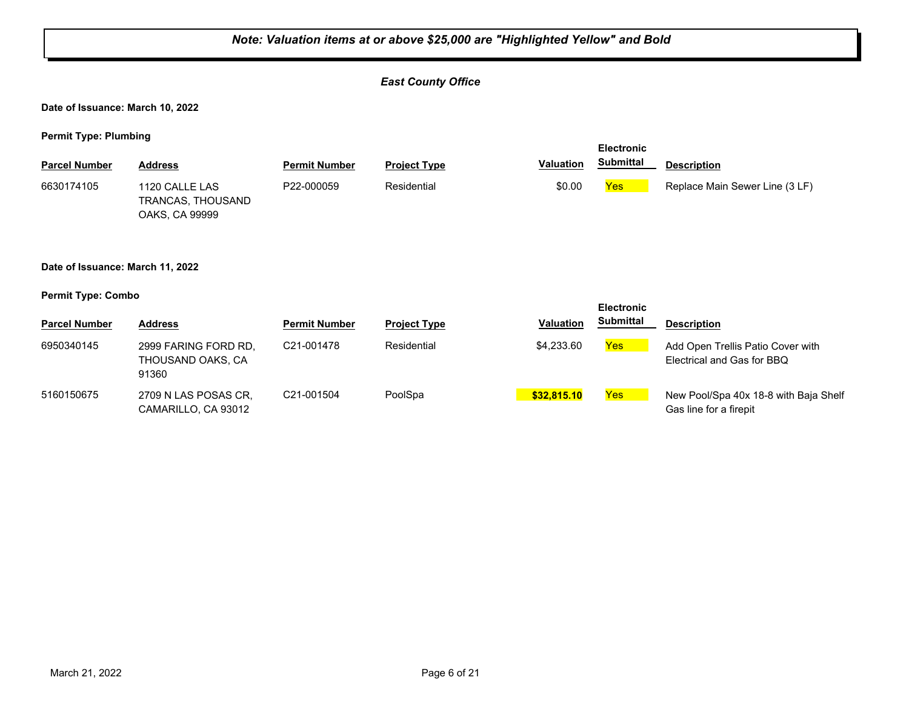***Note: Valuation items at or above $25,000 are "Highlighted Yellow" and Bold***

***East County Office***

**Date of Issuance: March 10, 2022**

**Permit Type: Plumbing**

| Parcel Number | Address | Permit Number | Project Type | Valuation | Electronic Submittal | Description |
|---|---|---|---|---|---|---|
| 6630174105 | 1120 CALLE LAS TRANCAS, THOUSAND OAKS, CA 99999 | P22-000059 | Residential | $0.00 | Yes | Replace Main Sewer Line (3 LF) |

**Date of Issuance: March 11, 2022**

**Permit Type: Combo**

| Parcel Number | Address | Permit Number | Project Type | Valuation | Electronic Submittal | Description |
|---|---|---|---|---|---|---|
| 6950340145 | 2999 FARING FORD RD, THOUSAND OAKS, CA 91360 | C21-001478 | Residential | $4,233.60 | Yes | Add Open Trellis Patio Cover with Electrical and Gas for BBQ |
| 5160150675 | 2709 N LAS POSAS CR, CAMARILLO, CA 93012 | C21-001504 | PoolSpa | **$32,815.10** | Yes | New Pool/Spa 40x 18-8 with Baja Shelf Gas line for a firepit |

March 21, 2022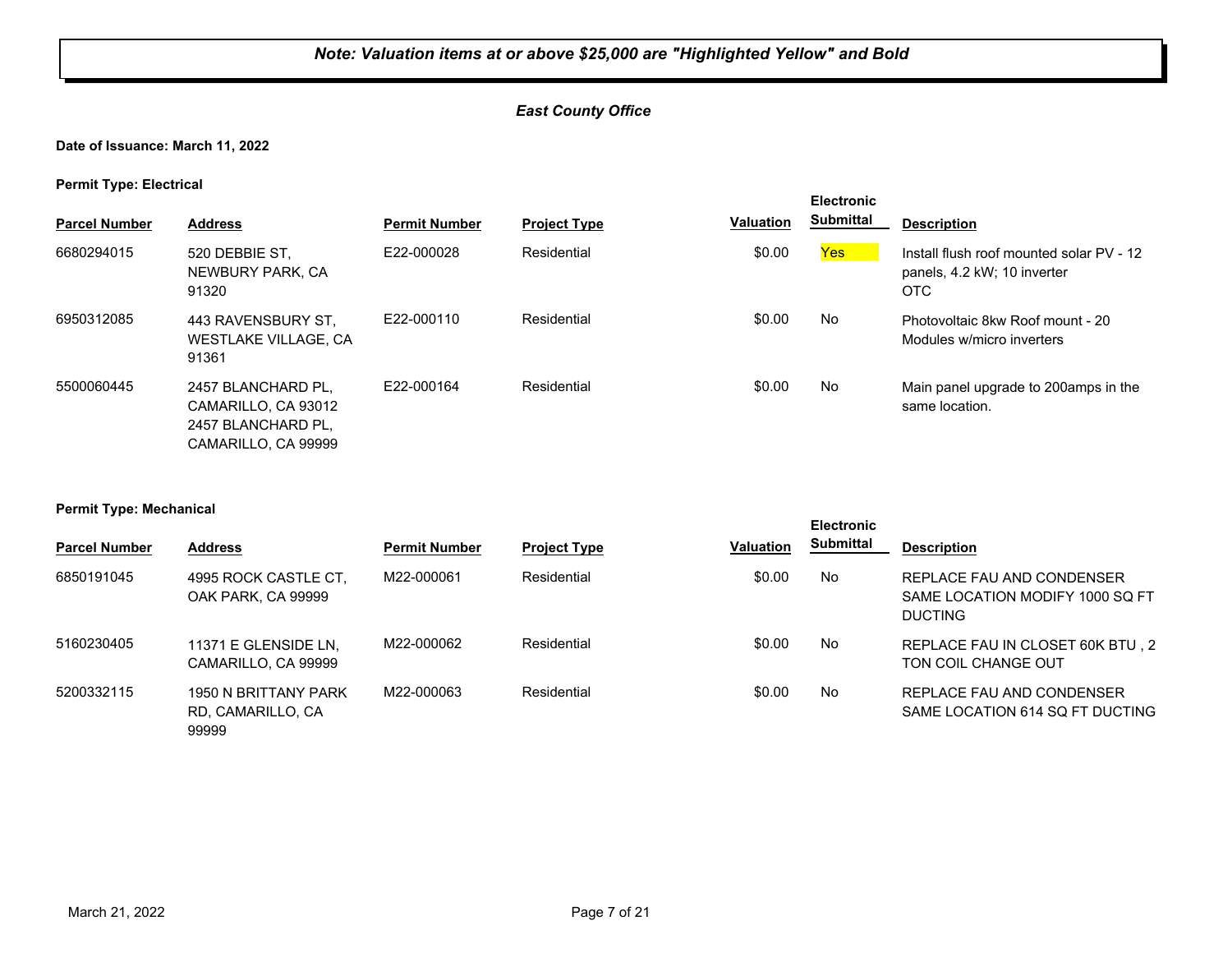***Note: Valuation items at or above $25,000 are "Highlighted Yellow" and Bold***

***East County Office***

**Date of Issuance: March 11, 2022**

**Permit Type: Electrical**

| Parcel Number | Address | Permit Number | Project Type | Valuation | Electronic Submittal | Description |
|---|---|---|---|---|---|---|
| 6680294015 | 520 DEBBIE ST, NEWBURY PARK, CA 91320 | E22-000028 | Residential | $0.00 | Yes | Install flush roof mounted solar PV - 12 panels, 4.2 kW; 10 inverter OTC |
| 6950312085 | 443 RAVENSBURY ST, WESTLAKE VILLAGE, CA 91361 | E22-000110 | Residential | $0.00 | No | Photovoltaic 8kw Roof mount - 20 Modules w/micro inverters |
| 5500060445 | 2457 BLANCHARD PL, CAMARILLO, CA 93012 2457 BLANCHARD PL, CAMARILLO, CA 99999 | E22-000164 | Residential | $0.00 | No | Main panel upgrade to 200amps in the same location. |

**Permit Type: Mechanical**

| Parcel Number | Address | Permit Number | Project Type | Valuation | Electronic Submittal | Description |
|---|---|---|---|---|---|---|
| 6850191045 | 4995 ROCK CASTLE CT, OAK PARK, CA 99999 | M22-000061 | Residential | $0.00 | No | REPLACE FAU AND CONDENSER SAME LOCATION MODIFY 1000 SQ FT DUCTING |
| 5160230405 | 11371 E GLENSIDE LN, CAMARILLO, CA 99999 | M22-000062 | Residential | $0.00 | No | REPLACE FAU IN CLOSET 60K BTU , 2 TON COIL CHANGE OUT |
| 5200332115 | 1950 N BRITTANY PARK RD, CAMARILLO, CA 99999 | M22-000063 | Residential | $0.00 | No | REPLACE FAU AND CONDENSER SAME LOCATION 614 SQ FT DUCTING |

March 21, 2022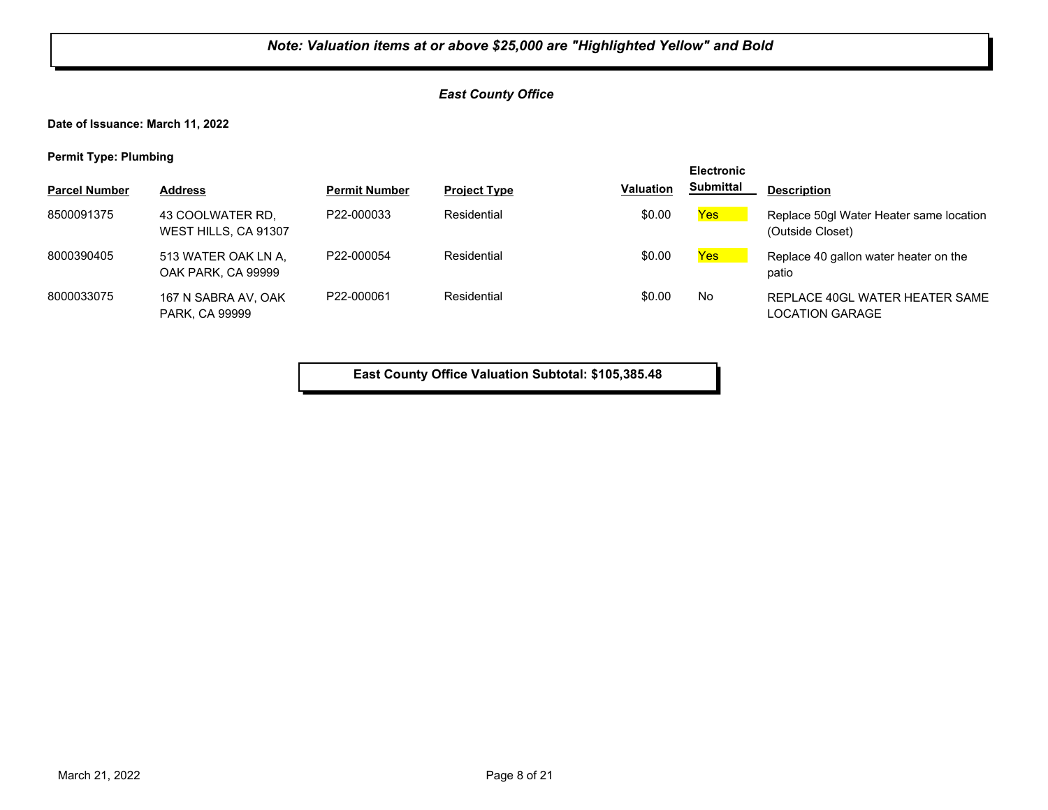**Note: Valuation items at or above $25,000 are "Highlighted Yellow" and Bold**

***East County Office***

**Date of Issuance: March 11, 2022**

**Permit Type: Plumbing**

| Parcel Number | Address | Permit Number | Project Type | Valuation | Electronic Submittal | Description |
|---|---|---|---|---|---|---|
| 8500091375 | 43 COOLWATER RD, WEST HILLS, CA 91307 | P22-000033 | Residential | $0.00 | Yes | Replace 50gl Water Heater same location (Outside Closet) |
| 8000390405 | 513 WATER OAK LN A, OAK PARK, CA 99999 | P22-000054 | Residential | $0.00 | Yes | Replace 40 gallon water heater on the patio |
| 8000033075 | 167 N SABRA AV, OAK PARK, CA 99999 | P22-000061 | Residential | $0.00 | No | REPLACE 40GL WATER HEATER SAME LOCATION GARAGE |

**East County Office Valuation Subtotal: $105,385.48**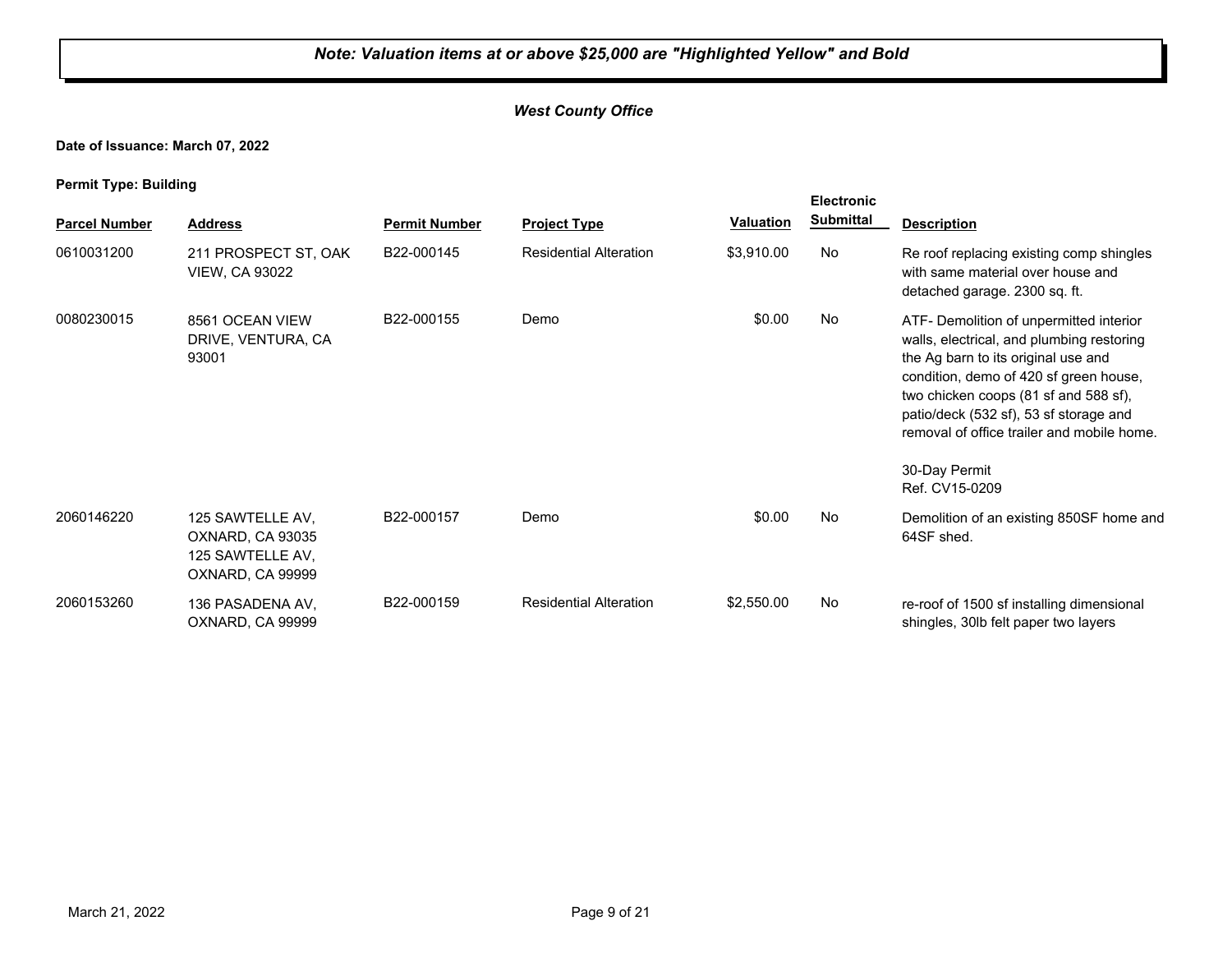***Note: Valuation items at or above $25,000 are "Highlighted Yellow" and Bold***

***West County Office***

**Date of Issuance: March 07, 2022**

**Permit Type: Building**

| Parcel Number | Address | Permit Number | Project Type | Valuation | Electronic Submittal | Description |
|---|---|---|---|---|---|---|
| 0610031200 | 211 PROSPECT ST, OAK VIEW, CA 93022 | B22-000145 | Residential Alteration | $3,910.00 | No | Re roof replacing existing comp shingles with same material over house and detached garage. 2300 sq. ft. |
| 0080230015 | 8561 OCEAN VIEW DRIVE, VENTURA, CA 93001 | B22-000155 | Demo | $0.00 | No | ATF- Demolition of unpermitted interior walls, electrical, and plumbing restoring the Ag barn to its original use and condition, demo of 420 sf green house, two chicken coops (81 sf and 588 sf), patio/deck (532 sf), 53 sf storage and removal of office trailer and mobile home.<br><br>30-Day Permit<br>Ref. CV15-0209 |
| 2060146220 | 125 SAWTELLE AV, OXNARD, CA 93035<br>125 SAWTELLE AV, OXNARD, CA 99999 | B22-000157 | Demo | $0.00 | No | Demolition of an existing 850SF home and 64SF shed. |
| 2060153260 | 136 PASADENA AV, OXNARD, CA 99999 | B22-000159 | Residential Alteration | $2,550.00 | No | re-roof of 1500 sf installing dimensional shingles, 30lb felt paper two layers |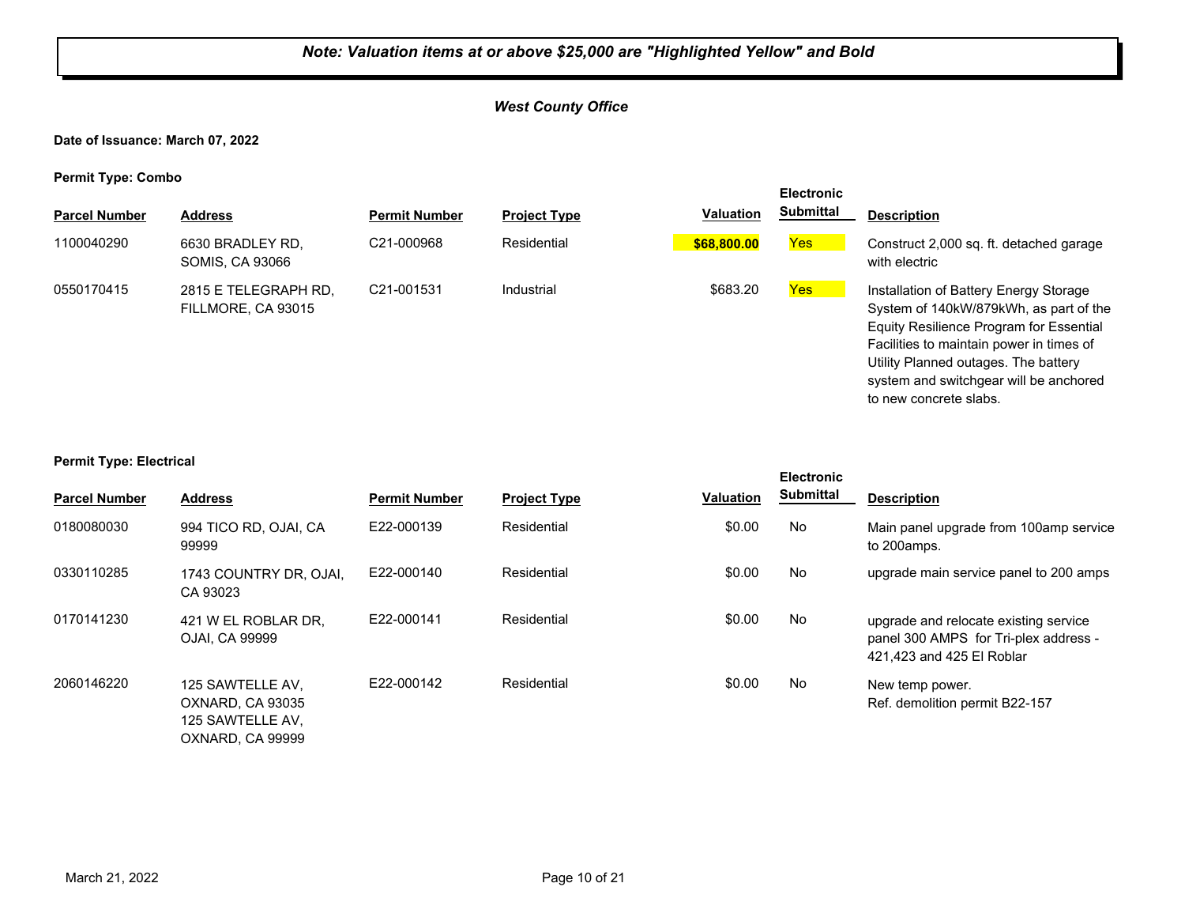***Note: Valuation items at or above $25,000 are "Highlighted Yellow" and Bold***

***West County Office***

**Date of Issuance: March 07, 2022**

**Permit Type: Combo**

| Parcel Number | Address | Permit Number | Project Type | Valuation | Electronic Submittal | Description |
|---|---|---|---|---|---|---|
| 1100040290 | 6630 BRADLEY RD, SOMIS, CA 93066 | C21-000968 | Residential | **$68,800.00** | Yes | Construct 2,000 sq. ft. detached garage with electric |
| 0550170415 | 2815 E TELEGRAPH RD, FILLMORE, CA 93015 | C21-001531 | Industrial | $683.20 | Yes | Installation of Battery Energy Storage System of 140kW/879kWh, as part of the Equity Resilience Program for Essential Facilities to maintain power in times of Utility Planned outages. The battery system and switchgear will be anchored to new concrete slabs. |

**Permit Type: Electrical**

| Parcel Number | Address | Permit Number | Project Type | Valuation | Electronic Submittal | Description |
|---|---|---|---|---|---|---|
| 0180080030 | 994 TICO RD, OJAI, CA 99999 | E22-000139 | Residential | $0.00 | No | Main panel upgrade from 100amp service to 200amps. |
| 0330110285 | 1743 COUNTRY DR, OJAI, CA 93023 | E22-000140 | Residential | $0.00 | No | upgrade main service panel to 200 amps |
| 0170141230 | 421 W EL ROBLAR DR, OJAI, CA 99999 | E22-000141 | Residential | $0.00 | No | upgrade and relocate existing service panel 300 AMPS for Tri-plex address - 421,423 and 425 El Roblar |
| 2060146220 | 125 SAWTELLE AV, OXNARD, CA 93035 125 SAWTELLE AV, OXNARD, CA 99999 | E22-000142 | Residential | $0.00 | No | New temp power. Ref. demolition permit B22-157 |

March 21, 2022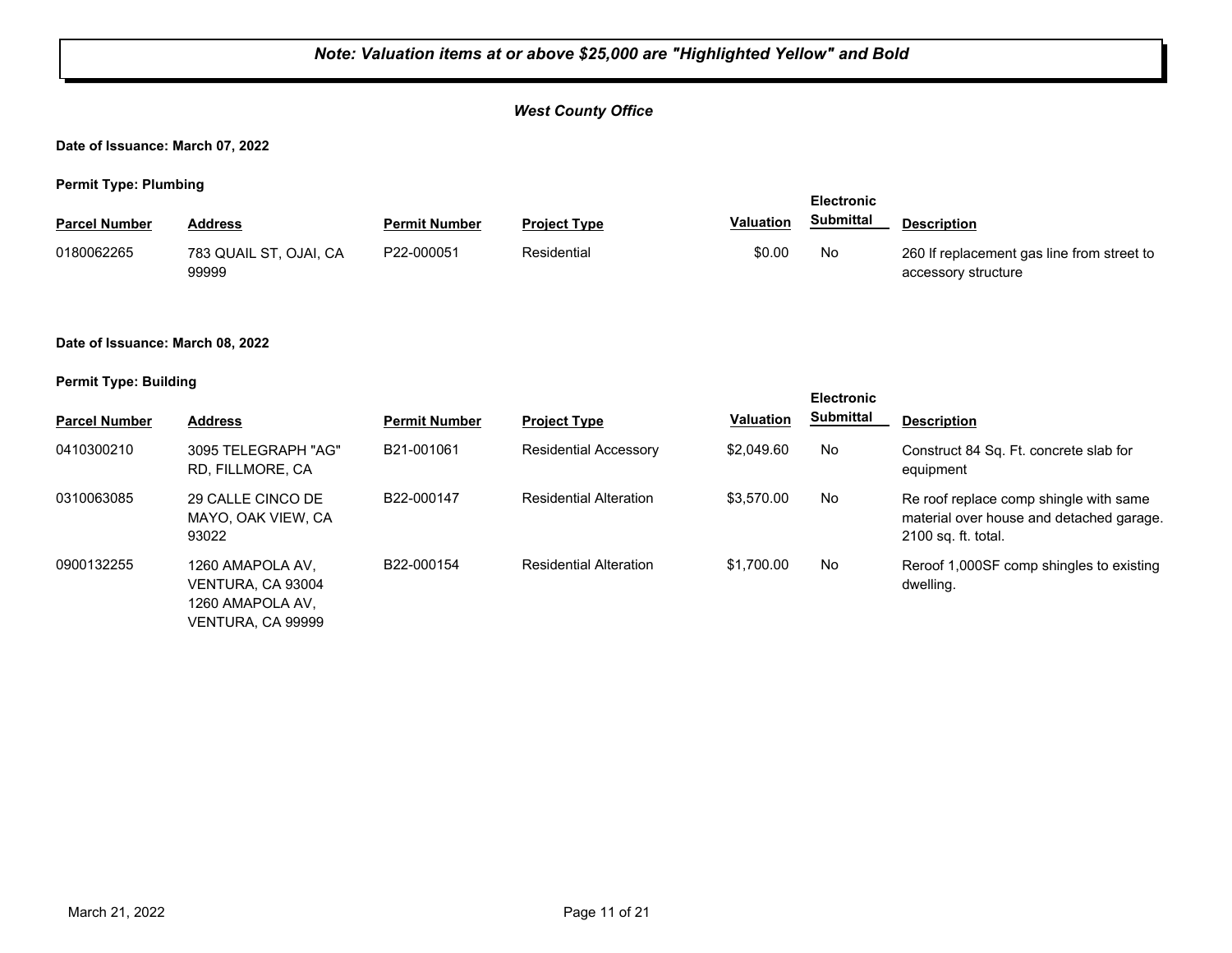***Note: Valuation items at or above $25,000 are "Highlighted Yellow" and Bold***

***West County Office***

**Date of Issuance: March 07, 2022**

**Permit Type: Plumbing**

| Parcel Number | Address | Permit Number | Project Type | Valuation | Electronic Submittal | Description |
|---|---|---|---|---|---|---|
| 0180062265 | 783 QUAIL ST, OJAI, CA 99999 | P22-000051 | Residential | $0.00 | No | 260 lf replacement gas line from street to accessory structure |

**Date of Issuance: March 08, 2022**

**Permit Type: Building**

| Parcel Number | Address | Permit Number | Project Type | Valuation | Electronic Submittal | Description |
|---|---|---|---|---|---|---|
| 0410300210 | 3095 TELEGRAPH "AG" RD, FILLMORE, CA | B21-001061 | Residential Accessory | $2,049.60 | No | Construct 84 Sq. Ft. concrete slab for equipment |
| 0310063085 | 29 CALLE CINCO DE MAYO, OAK VIEW, CA 93022 | B22-000147 | Residential Alteration | $3,570.00 | No | Re roof replace comp shingle with same material over house and detached garage. 2100 sq. ft. total. |
| 0900132255 | 1260 AMAPOLA AV, VENTURA, CA 93004 1260 AMAPOLA AV, VENTURA, CA 99999 | B22-000154 | Residential Alteration | $1,700.00 | No | Reroof 1,000SF comp shingles to existing dwelling. |

March 21, 2022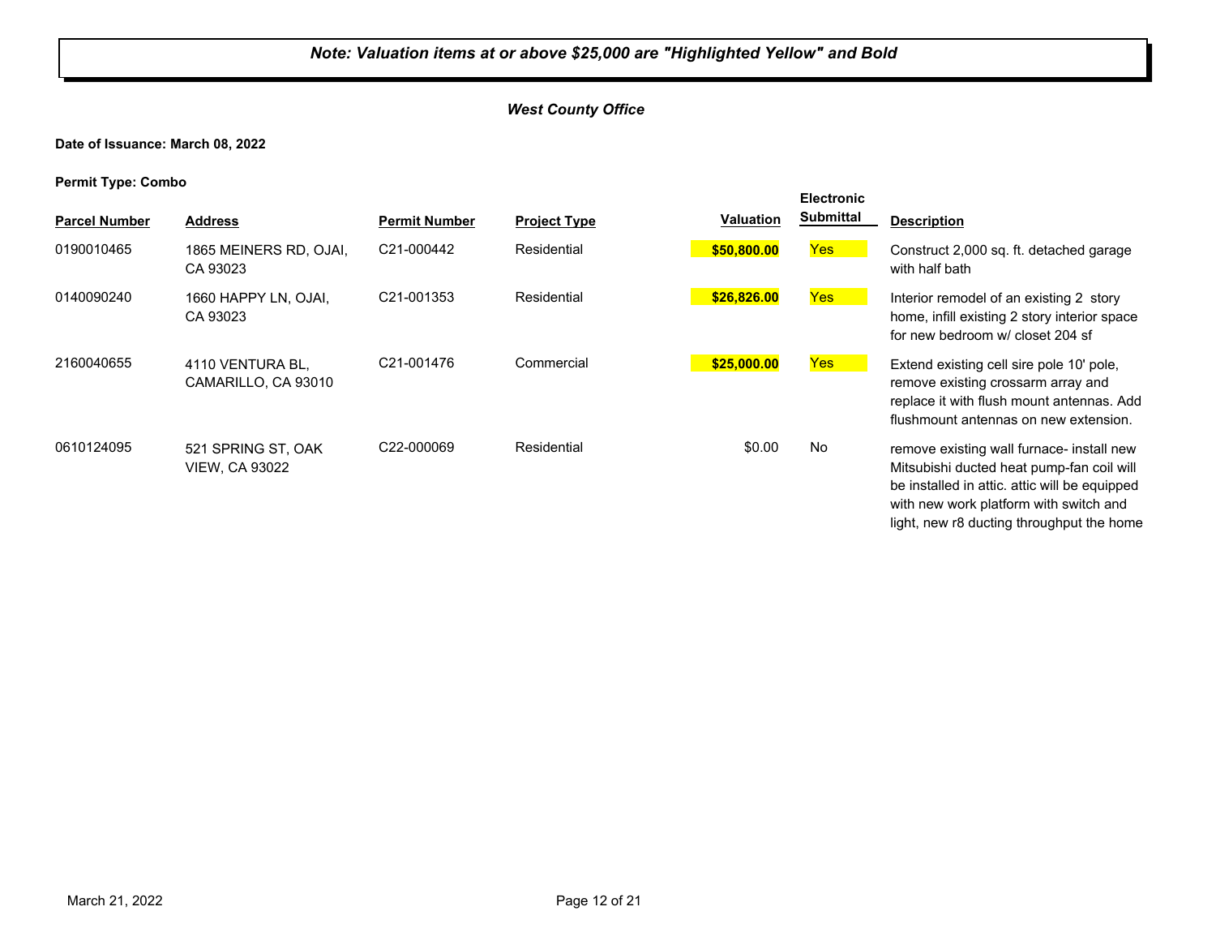***Note: Valuation items at or above $25,000 are "Highlighted Yellow" and Bold***

***West County Office***

**Date of Issuance: March 08, 2022**

**Permit Type: Combo**

| Parcel Number | Address | Permit Number | Project Type | Valuation | Electronic Submittal | Description |
|---|---|---|---|---|---|---|
| 0190010465 | 1865 MEINERS RD, OJAI, CA 93023 | C21-000442 | Residential | **$50,800.00** | Yes | Construct 2,000 sq. ft. detached garage with half bath |
| 0140090240 | 1660 HAPPY LN, OJAI, CA 93023 | C21-001353 | Residential | **$26,826.00** | Yes | Interior remodel of an existing 2 story home, infill existing 2 story interior space for new bedroom w/ closet 204 sf |
| 2160040655 | 4110 VENTURA BL, CAMARILLO, CA 93010 | C21-001476 | Commercial | **$25,000.00** | Yes | Extend existing cell sire pole 10' pole, remove existing crossarm array and replace it with flush mount antennas. Add flushmount antennas on new extension. |
| 0610124095 | 521 SPRING ST, OAK VIEW, CA 93022 | C22-000069 | Residential | $0.00 | No | remove existing wall furnace- install new Mitsubishi ducted heat pump-fan coil will be installed in attic. attic will be equipped with new work platform with switch and light, new r8 ducting throughput the home |

March 21, 2022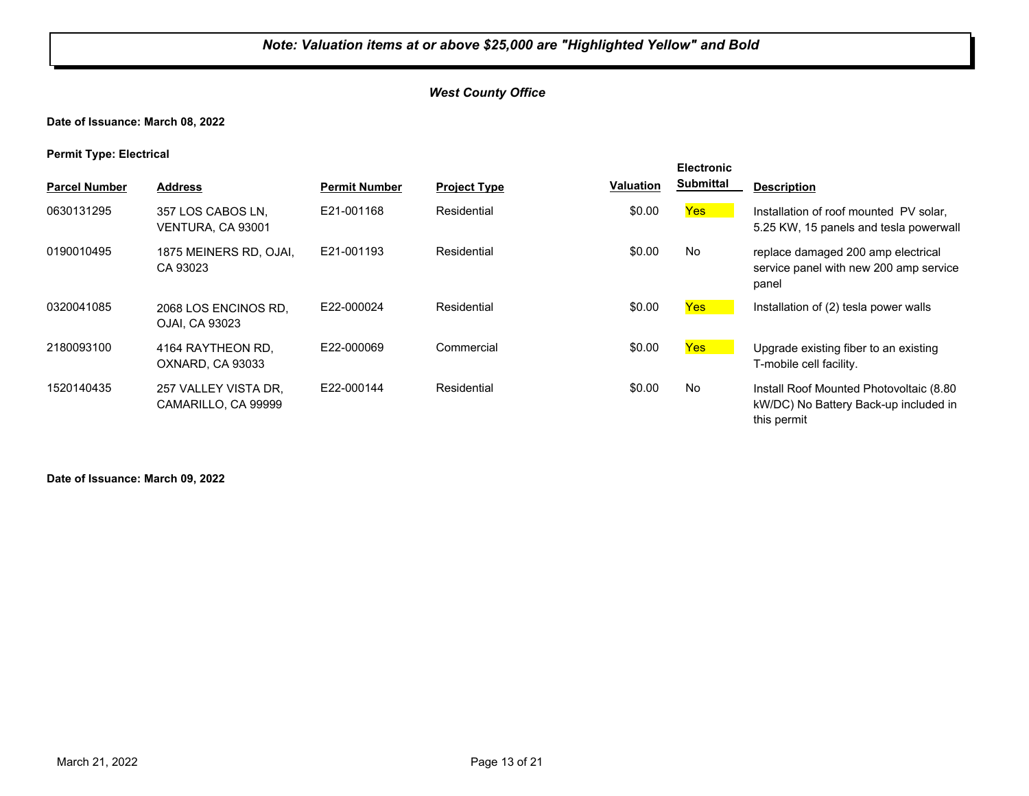***Note: Valuation items at or above $25,000 are "Highlighted Yellow" and Bold***

***West County Office***

**Date of Issuance: March 08, 2022**

**Permit Type: Electrical**

| Parcel Number | Address | Permit Number | Project Type | Valuation | Electronic Submittal | Description |
|---|---|---|---|---|---|---|
| 0630131295 | 357 LOS CABOS LN, VENTURA, CA 93001 | E21-001168 | Residential | $0.00 | Yes | Installation of roof mounted PV solar, 5.25 KW, 15 panels and tesla powerwall |
| 0190010495 | 1875 MEINERS RD, OJAI, CA 93023 | E21-001193 | Residential | $0.00 | No | replace damaged 200 amp electrical service panel with new 200 amp service panel |
| 0320041085 | 2068 LOS ENCINOS RD, OJAI, CA 93023 | E22-000024 | Residential | $0.00 | Yes | Installation of (2) tesla power walls |
| 2180093100 | 4164 RAYTHEON RD, OXNARD, CA 93033 | E22-000069 | Commercial | $0.00 | Yes | Upgrade existing fiber to an existing T-mobile cell facility. |
| 1520140435 | 257 VALLEY VISTA DR, CAMARILLO, CA 99999 | E22-000144 | Residential | $0.00 | No | Install Roof Mounted Photovoltaic (8.80 kW/DC) No Battery Back-up included in this permit |

**Date of Issuance: March 09, 2022**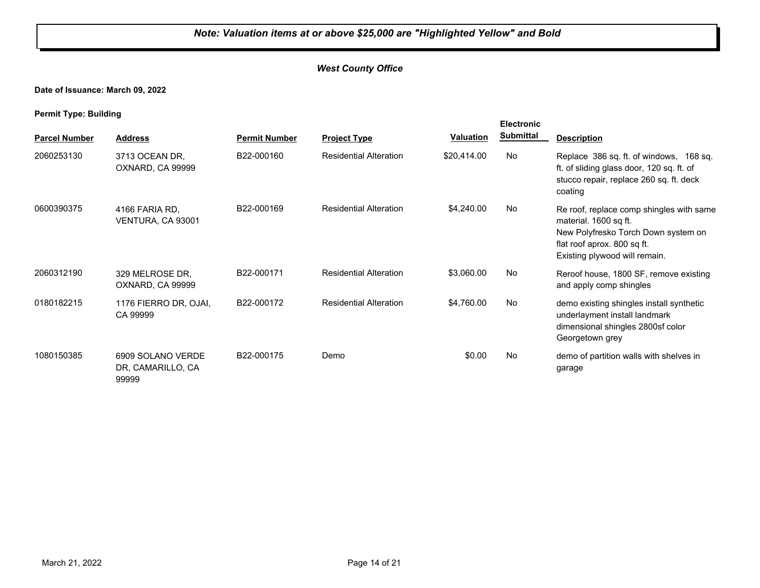***Note: Valuation items at or above $25,000 are "Highlighted Yellow" and Bold***

***West County Office***

**Date of Issuance: March 09, 2022**

**Permit Type: Building**

| Parcel Number | Address | Permit Number | Project Type | Valuation | Electronic Submittal | Description |
|---|---|---|---|---|---|---|
| 2060253130 | 3713 OCEAN DR, OXNARD, CA 99999 | B22-000160 | Residential Alteration | $20,414.00 | No | Replace 386 sq. ft. of windows, 168 sq. ft. of sliding glass door, 120 sq. ft. of stucco repair, replace 260 sq. ft. deck coating |
| 0600390375 | 4166 FARIA RD, VENTURA, CA 93001 | B22-000169 | Residential Alteration | $4,240.00 | No | Re roof, replace comp shingles with same material. 1600 sq ft. New Polyfresko Torch Down system on flat roof aprox. 800 sq ft. Existing plywood will remain. |
| 2060312190 | 329 MELROSE DR, OXNARD, CA 99999 | B22-000171 | Residential Alteration | $3,060.00 | No | Reroof house, 1800 SF, remove existing and apply comp shingles |
| 0180182215 | 1176 FIERRO DR, OJAI, CA 99999 | B22-000172 | Residential Alteration | $4,760.00 | No | demo existing shingles install synthetic underlayment install landmark dimensional shingles 2800sf color Georgetown grey |
| 1080150385 | 6909 SOLANO VERDE DR, CAMARILLO, CA 99999 | B22-000175 | Demo | $0.00 | No | demo of partition walls with shelves in garage |

March 21, 2022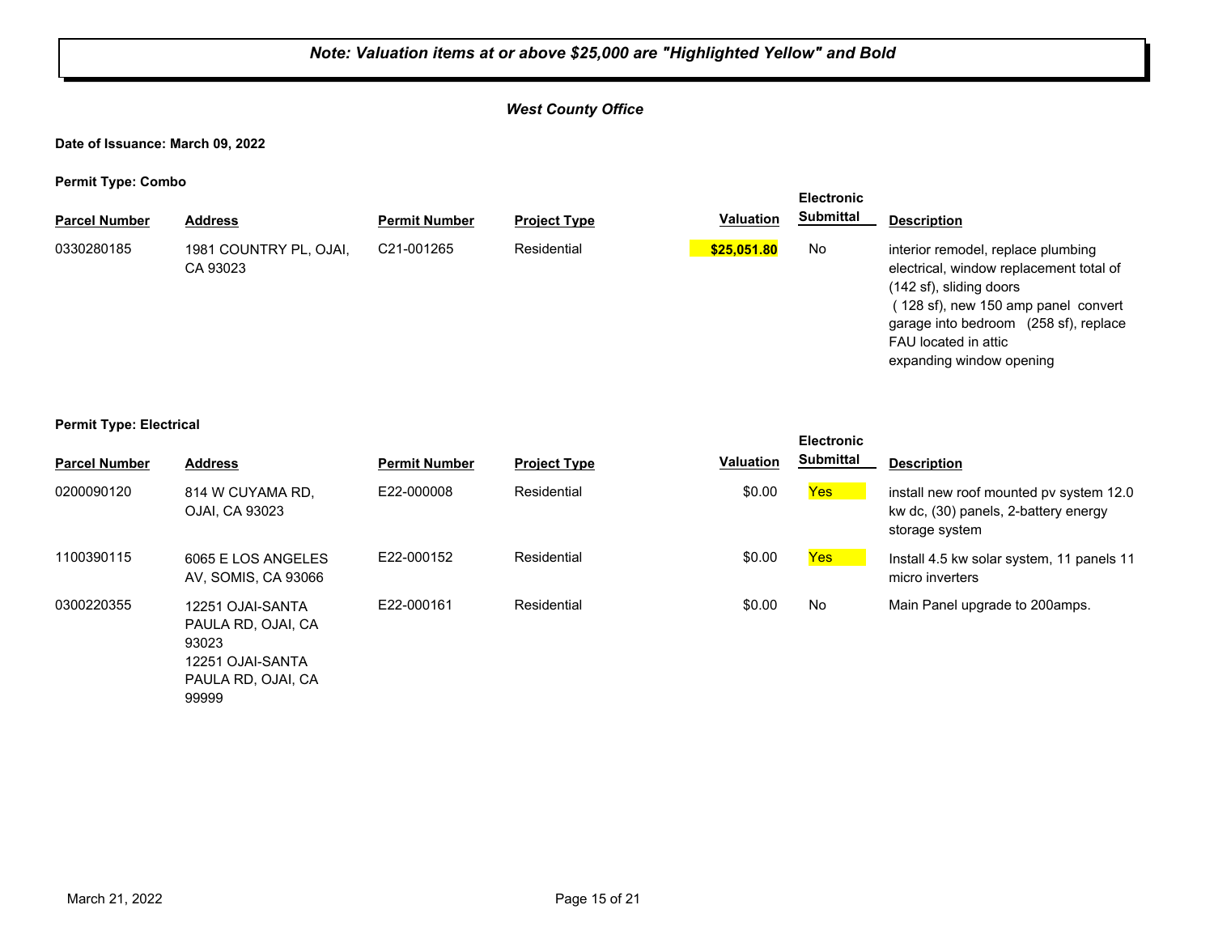***Note: Valuation items at or above $25,000 are "Highlighted Yellow" and Bold***

***West County Office***

**Date of Issuance: March 09, 2022**

**Permit Type: Combo**

| Parcel Number | Address | Permit Number | Project Type | Valuation | Electronic Submittal | Description |
|---|---|---|---|---|---|---|
| 0330280185 | 1981 COUNTRY PL, OJAI, CA 93023 | C21-001265 | Residential | **$25,051.80** | No | interior remodel, replace plumbing electrical, window replacement total of (142 sf), sliding doors ( 128 sf), new 150 amp panel convert garage into bedroom (258 sf), replace FAU located in attic expanding window opening |

**Permit Type: Electrical**

| Parcel Number | Address | Permit Number | Project Type | Valuation | Electronic Submittal | Description |
|---|---|---|---|---|---|---|
| 0200090120 | 814 W CUYAMA RD, OJAI, CA 93023 | E22-000008 | Residential | $0.00 | Yes | install new roof mounted pv system 12.0 kw dc, (30) panels, 2-battery energy storage system |
| 1100390115 | 6065 E LOS ANGELES AV, SOMIS, CA 93066 | E22-000152 | Residential | $0.00 | Yes | Install 4.5 kw solar system, 11 panels 11 micro inverters |
| 0300220355 | 12251 OJAI-SANTA PAULA RD, OJAI, CA 93023 12251 OJAI-SANTA PAULA RD, OJAI, CA 99999 | E22-000161 | Residential | $0.00 | No | Main Panel upgrade to 200amps. |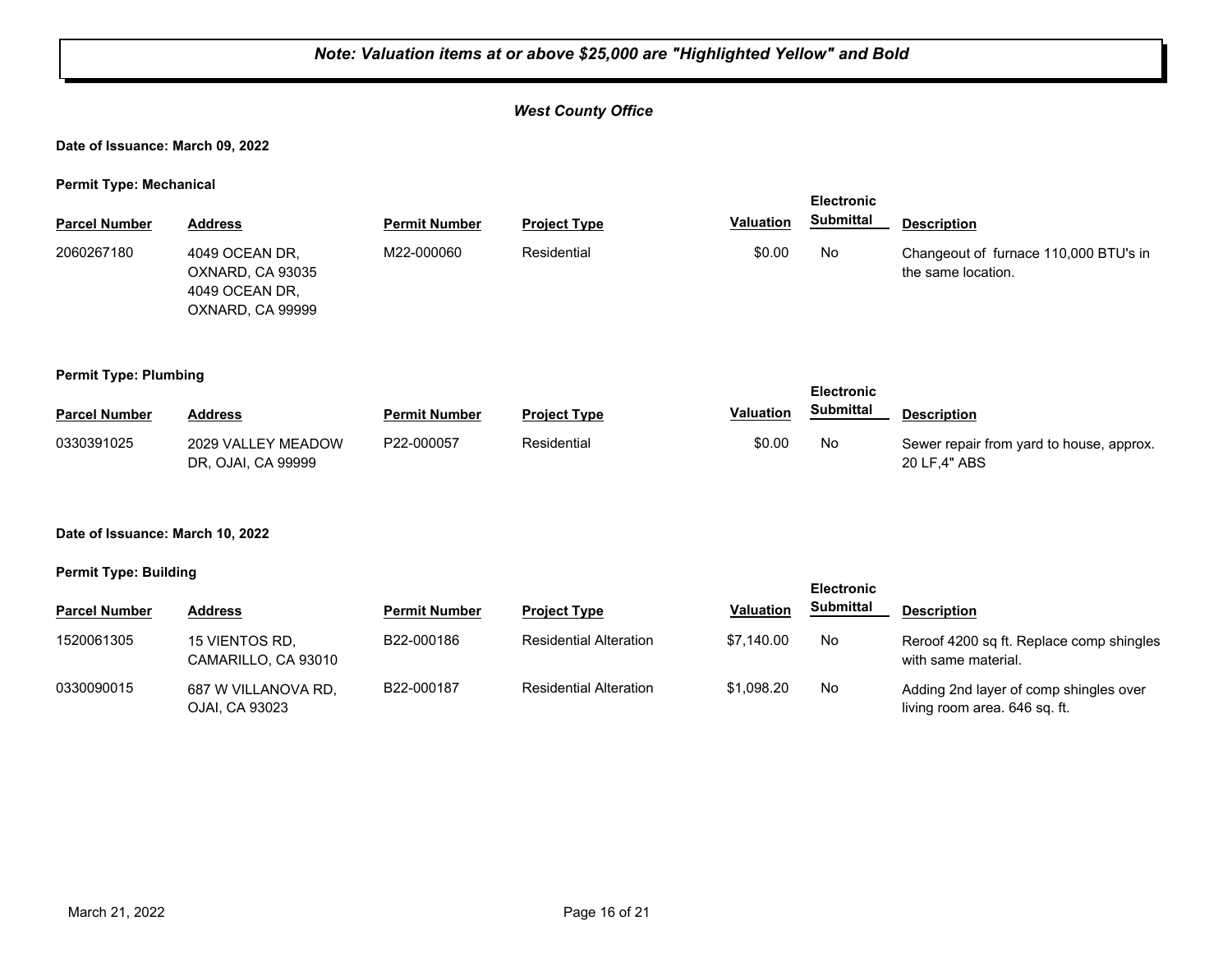***Note: Valuation items at or above $25,000 are "Highlighted Yellow" and Bold***

***West County Office***

**Date of Issuance: March 09, 2022**

**Permit Type: Mechanical**

| Parcel Number | Address | Permit Number | Project Type | Valuation | Electronic Submittal | Description |
|---|---|---|---|---|---|---|
| 2060267180 | 4049 OCEAN DR, OXNARD, CA 93035 4049 OCEAN DR, OXNARD, CA 99999 | M22-000060 | Residential | $0.00 | No | Changeout of furnace 110,000 BTU's in the same location. |

**Permit Type: Plumbing**

| Parcel Number | Address | Permit Number | Project Type | Valuation | Electronic Submittal | Description |
|---|---|---|---|---|---|---|
| 0330391025 | 2029 VALLEY MEADOW DR, OJAI, CA 99999 | P22-000057 | Residential | $0.00 | No | Sewer repair from yard to house, approx. 20 LF,4" ABS |

**Date of Issuance: March 10, 2022**

**Permit Type: Building**

| Parcel Number | Address | Permit Number | Project Type | Valuation | Electronic Submittal | Description |
|---|---|---|---|---|---|---|
| 1520061305 | 15 VIENTOS RD, CAMARILLO, CA 93010 | B22-000186 | Residential Alteration | $7,140.00 | No | Reroof 4200 sq ft. Replace comp shingles with same material. |
| 0330090015 | 687 W VILLANOVA RD, OJAI, CA 93023 | B22-000187 | Residential Alteration | $1,098.20 | No | Adding 2nd layer of comp shingles over living room area. 646 sq. ft. |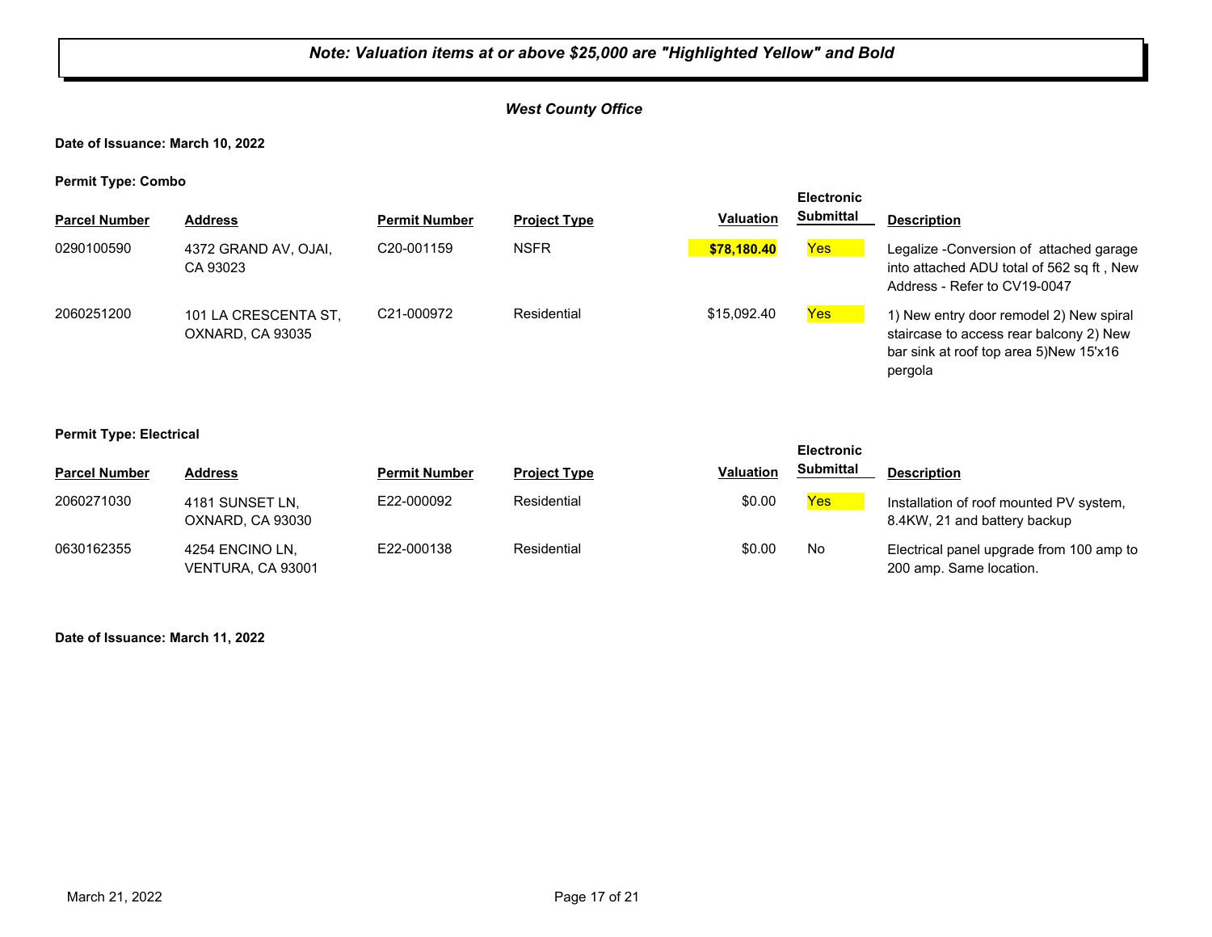***Note: Valuation items at or above $25,000 are "Highlighted Yellow" and Bold***

***West County Office***

**Date of Issuance: March 10, 2022**

**Permit Type: Combo**

| Parcel Number | Address | Permit Number | Project Type | Valuation | Electronic Submittal | Description |
|---|---|---|---|---|---|---|
| 0290100590 | 4372 GRAND AV, OJAI, CA 93023 | C20-001159 | NSFR | **$78,180.40** | Yes | Legalize -Conversion of attached garage into attached ADU total of 562 sq ft , New Address - Refer to CV19-0047 |
| 2060251200 | 101 LA CRESCENTA ST, OXNARD, CA 93035 | C21-000972 | Residential | $15,092.40 | Yes | 1) New entry door remodel 2) New spiral staircase to access rear balcony 2) New bar sink at roof top area 5)New 15'x16 pergola |

**Permit Type: Electrical**

| Parcel Number | Address | Permit Number | Project Type | Valuation | Electronic Submittal | Description |
|---|---|---|---|---|---|---|
| 2060271030 | 4181 SUNSET LN, OXNARD, CA 93030 | E22-000092 | Residential | $0.00 | Yes | Installation of roof mounted PV system, 8.4KW, 21 and battery backup |
| 0630162355 | 4254 ENCINO LN, VENTURA, CA 93001 | E22-000138 | Residential | $0.00 | No | Electrical panel upgrade from 100 amp to 200 amp. Same location. |

**Date of Issuance: March 11, 2022**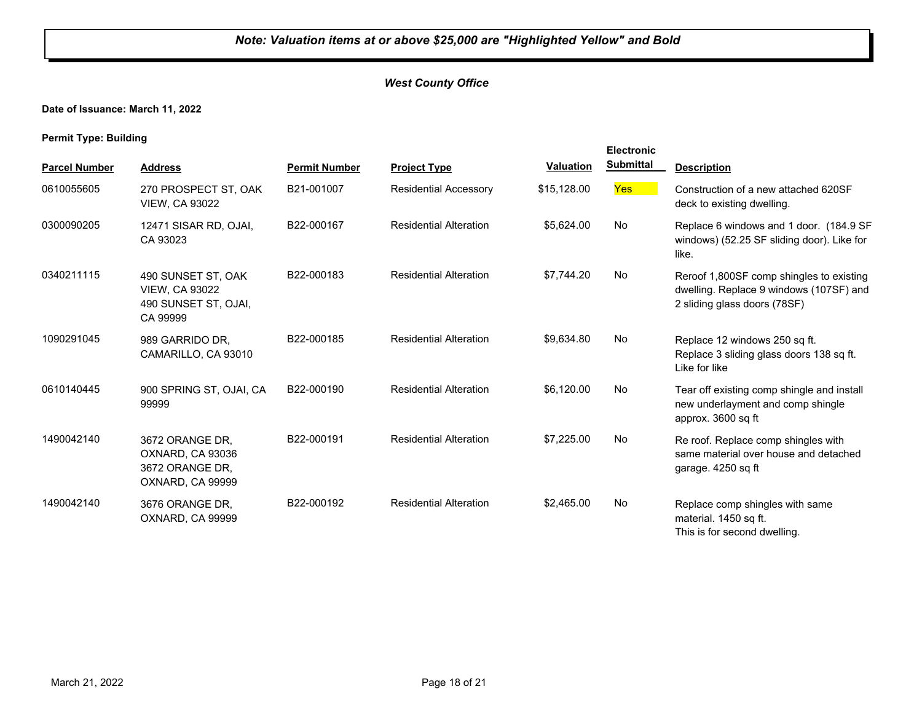***Note: Valuation items at or above $25,000 are "Highlighted Yellow" and Bold***

***West County Office***

**Date of Issuance: March 11, 2022**

**Permit Type: Building**

| Parcel Number | Address | Permit Number | Project Type | Valuation | Electronic Submittal | Description |
|---|---|---|---|---|---|---|
| 0610055605 | 270 PROSPECT ST, OAK VIEW, CA 93022 | B21-001007 | Residential Accessory | $15,128.00 | Yes | Construction of a new attached 620SF deck to existing dwelling. |
| 0300090205 | 12471 SISAR RD, OJAI, CA 93023 | B22-000167 | Residential Alteration | $5,624.00 | No | Replace 6 windows and 1 door. (184.9 SF windows) (52.25 SF sliding door). Like for like. |
| 0340211115 | 490 SUNSET ST, OAK VIEW, CA 93022 490 SUNSET ST, OJAI, CA 99999 | B22-000183 | Residential Alteration | $7,744.20 | No | Reroof 1,800SF comp shingles to existing dwelling. Replace 9 windows (107SF) and 2 sliding glass doors (78SF) |
| 1090291045 | 989 GARRIDO DR, CAMARILLO, CA 93010 | B22-000185 | Residential Alteration | $9,634.80 | No | Replace 12 windows 250 sq ft. Replace 3 sliding glass doors 138 sq ft. Like for like |
| 0610140445 | 900 SPRING ST, OJAI, CA 99999 | B22-000190 | Residential Alteration | $6,120.00 | No | Tear off existing comp shingle and install new underlayment and comp shingle approx. 3600 sq ft |
| 1490042140 | 3672 ORANGE DR, OXNARD, CA 93036 3672 ORANGE DR, OXNARD, CA 99999 | B22-000191 | Residential Alteration | $7,225.00 | No | Re roof. Replace comp shingles with same material over house and detached garage. 4250 sq ft |
| 1490042140 | 3676 ORANGE DR, OXNARD, CA 99999 | B22-000192 | Residential Alteration | $2,465.00 | No | Replace comp shingles with same material. 1450 sq ft. This is for second dwelling. |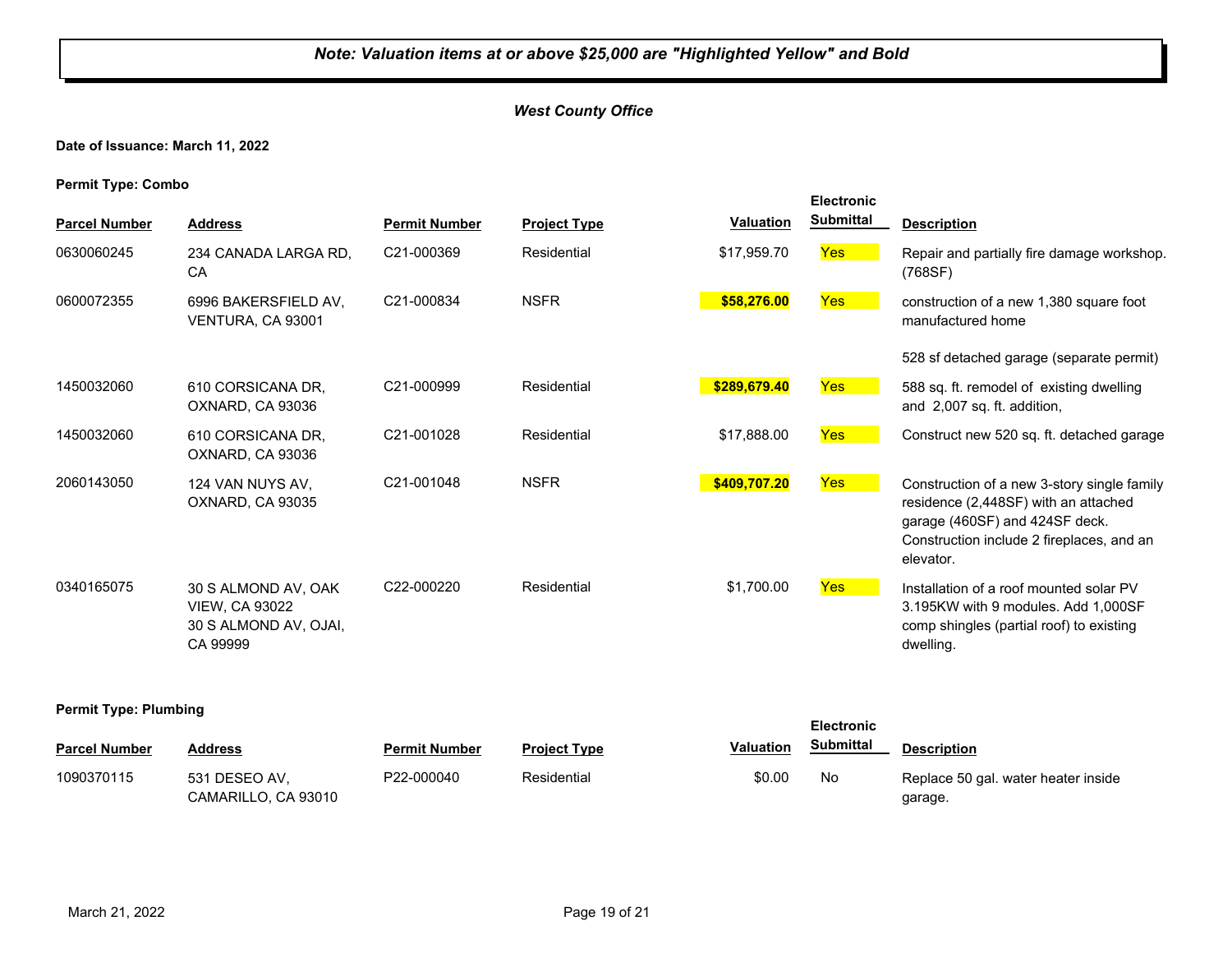**Note: Valuation items at or above $25,000 are "Highlighted Yellow" and Bold**

***West County Office***

**Date of Issuance: March 11, 2022**

**Permit Type: Combo**

| Parcel Number | Address | Permit Number | Project Type | Valuation | Electronic Submittal | Description |
|---|---|---|---|---|---|---|
| 0630060245 | 234 CANADA LARGA RD, CA | C21-000369 | Residential | $17,959.70 | Yes | Repair and partially fire damage workshop. (768SF) |
| 0600072355 | 6996 BAKERSFIELD AV, VENTURA, CA 93001 | C21-000834 | NSFR | **$58,276.00** | Yes | construction of a new 1,380 square foot manufactured home<br><br>528 sf detached garage (separate permit) |
| 1450032060 | 610 CORSICANA DR, OXNARD, CA 93036 | C21-000999 | Residential | **$289,679.40** | Yes | 588 sq. ft. remodel of existing dwelling and 2,007 sq. ft. addition, |
| 1450032060 | 610 CORSICANA DR, OXNARD, CA 93036 | C21-001028 | Residential | $17,888.00 | Yes | Construct new 520 sq. ft. detached garage |
| 2060143050 | 124 VAN NUYS AV, OXNARD, CA 93035 | C21-001048 | NSFR | **$409,707.20** | Yes | Construction of a new 3-story single family residence (2,448SF) with an attached garage (460SF) and 424SF deck. Construction include 2 fireplaces, and an elevator. |
| 0340165075 | 30 S ALMOND AV, OAK VIEW, CA 93022<br>30 S ALMOND AV, OJAI, CA 99999 | C22-000220 | Residential | $1,700.00 | Yes | Installation of a roof mounted solar PV 3.195KW with 9 modules. Add 1,000SF comp shingles (partial roof) to existing dwelling. |

**Permit Type: Plumbing**

| Parcel Number | Address | Permit Number | Project Type | Valuation | Electronic Submittal | Description |
|---|---|---|---|---|---|---|
| 1090370115 | 531 DESEO AV, CAMARILLO, CA 93010 | P22-000040 | Residential | $0.00 | No | Replace 50 gal. water heater inside garage. |

March 21, 2022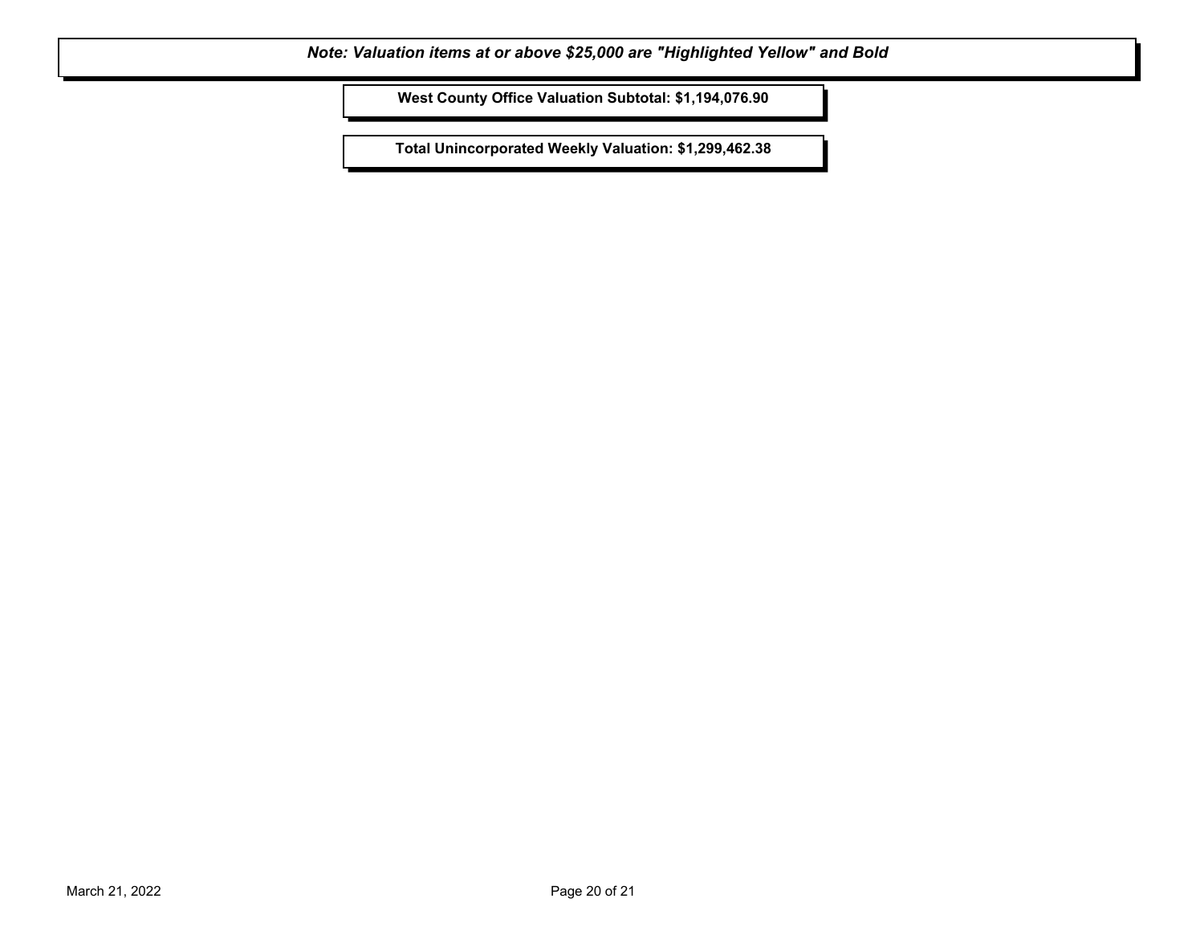***Note: Valuation items at or above $25,000 are "Highlighted Yellow" and Bold***

**West County Office Valuation Subtotal: $1,194,076.90**

**Total Unincorporated Weekly Valuation: $1,299,462.38**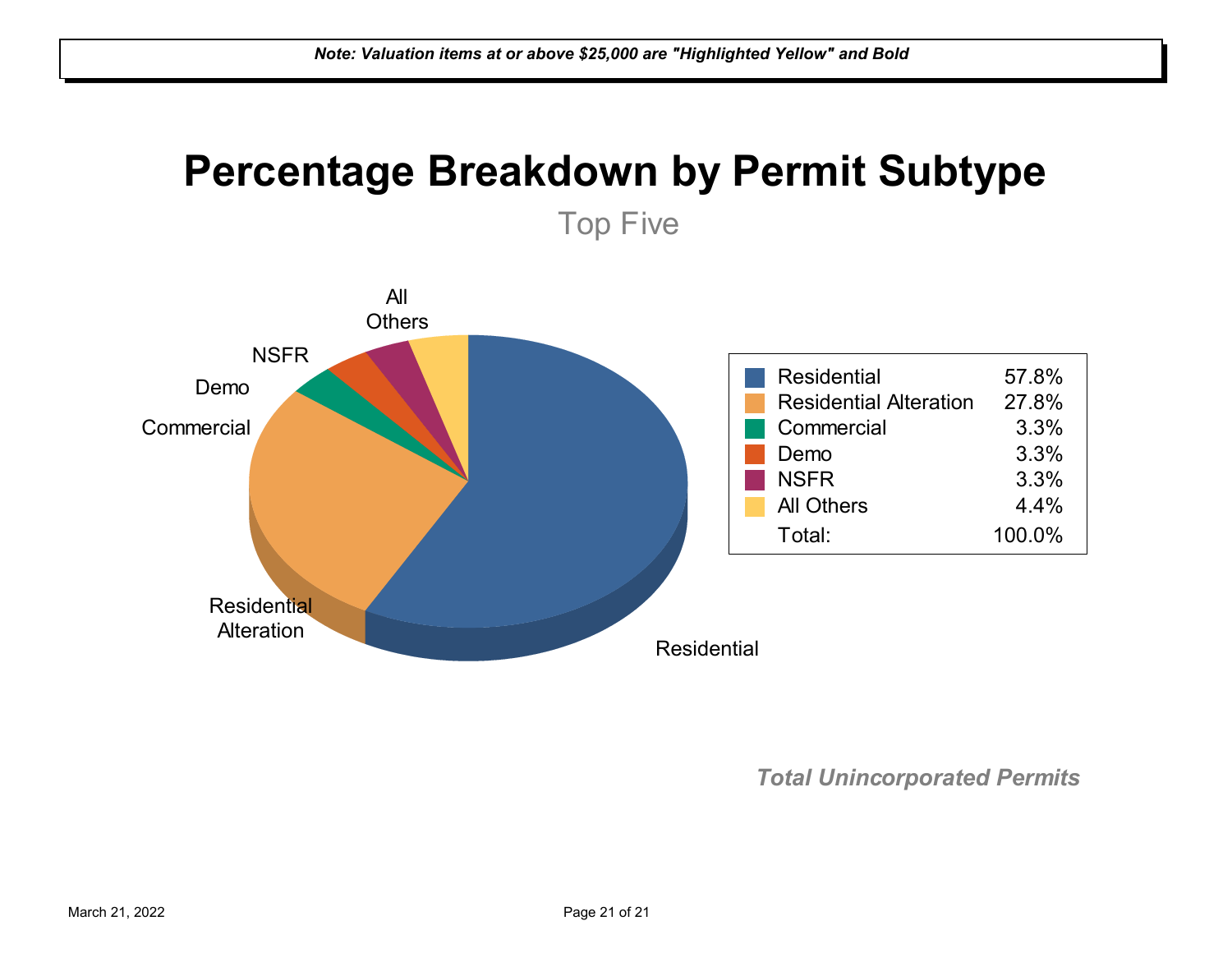***Note: Valuation items at or above $25,000 are "Highlighted Yellow" and Bold***

# Percentage Breakdown by Permit Subtype

Top Five

All Others
NSFR
Demo
Commercial
Residential Alteration
Residential

Residential 57.8%
Residential Alteration 27.8%
Commercial 3.3%
Demo 3.3%
NSFR 3.3%
All Others 4.4%
Total: 100.0%

***Total Unincorporated Permits***

March 21, 2022